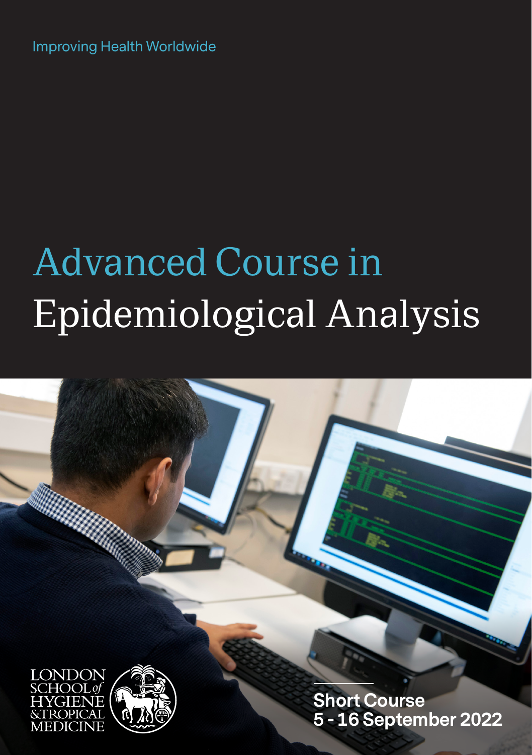Improving Health Worldwide

# Advanced Course in Epidemiological Analysis

LONDON SCHOOL *of* HYGIENE & TROPICAL MEDICINE

**Short Course**
**5 - 16 September 2022**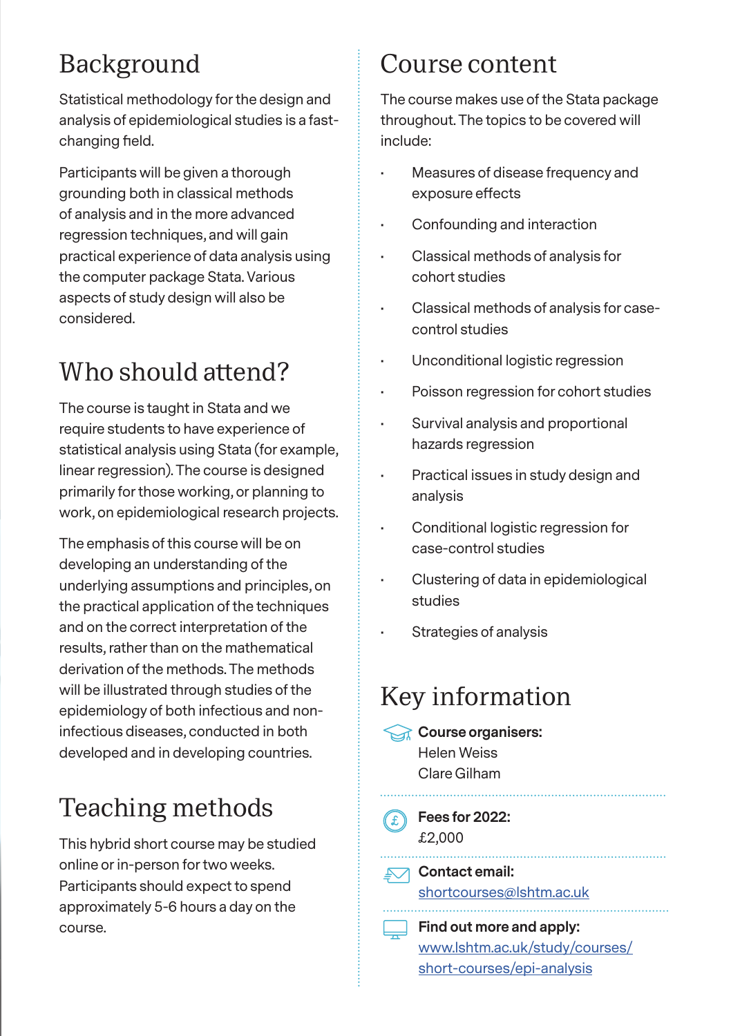## Background

Statistical methodology for the design and analysis of epidemiological studies is a fast-changing field.

Participants will be given a thorough grounding both in classical methods of analysis and in the more advanced regression techniques, and will gain practical experience of data analysis using the computer package Stata. Various aspects of study design will also be considered.

## Who should attend?

The course is taught in Stata and we require students to have experience of statistical analysis using Stata (for example, linear regression). The course is designed primarily for those working, or planning to work, on epidemiological research projects.

The emphasis of this course will be on developing an understanding of the underlying assumptions and principles, on the practical application of the techniques and on the correct interpretation of the results, rather than on the mathematical derivation of the methods. The methods will be illustrated through studies of the epidemiology of both infectious and non-infectious diseases, conducted in both developed and in developing countries.

## Teaching methods

This hybrid short course may be studied online or in-person for two weeks. Participants should expect to spend approximately 5-6 hours a day on the course.

## Course content

The course makes use of the Stata package throughout. The topics to be covered will include:

- Measures of disease frequency and exposure effects
- Confounding and interaction
- Classical methods of analysis for cohort studies
- Classical methods of analysis for case-control studies
- Unconditional logistic regression
- Poisson regression for cohort studies
- Survival analysis and proportional hazards regression
- Practical issues in study design and analysis
- Conditional logistic regression for case-control studies
- Clustering of data in epidemiological studies
- Strategies of analysis

## Key information

**Course organisers:**
Helen Weiss
Clare Gilham

**Fees for 2022:**
£2,000

**Contact email:**
shortcourses@lshtm.ac.uk

**Find out more and apply:**
www.lshtm.ac.uk/study/courses/short-courses/epi-analysis